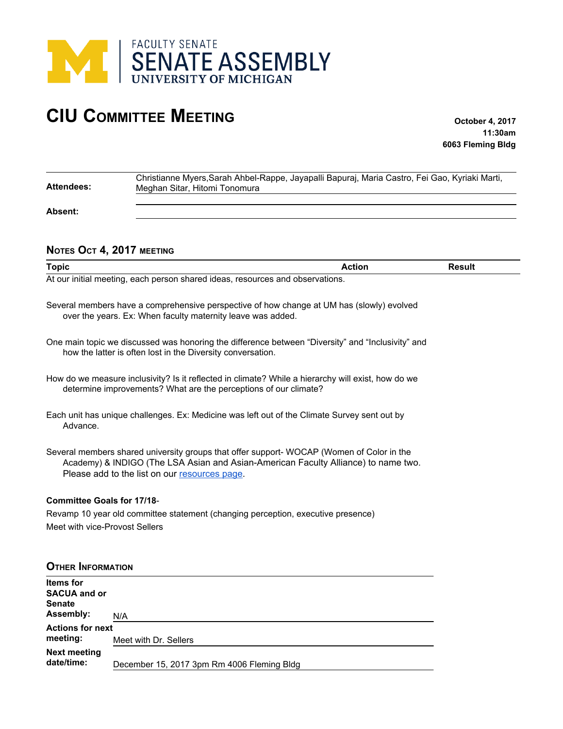FACULTY SENATE
SENATE ASSEMBLY
UNIVERSITY OF MICHIGAN

# CIU Committee Meeting

**October 4, 2017**
**11:30am**
**6063 Fleming Bldg**

| | |
|---|---|
| **Attendees:** | Christianne Myers,Sarah Ahbel-Rappe, Jayapalli Bapuraj, Maria Castro, Fei Gao, Kyriaki Marti, Meghan Sitar, Hitomi Tonomura |
| **Absent:** | |

## Notes Oct 4, 2017 meeting

| Topic | Action | Result |
|---|---|---|

At our initial meeting, each person shared ideas, resources and observations.

Several members have a comprehensive perspective of how change at UM has (slowly) evolved over the years. Ex: When faculty maternity leave was added.

One main topic we discussed was honoring the difference between "Diversity" and "Inclusivity" and how the latter is often lost in the Diversity conversation.

How do we measure inclusivity? Is it reflected in climate? While a hierarchy will exist, how do we determine improvements? What are the perceptions of our climate?

Each unit has unique challenges. Ex: Medicine was left out of the Climate Survey sent out by Advance.

Several members shared university groups that offer support- WOCAP (Women of Color in the Academy) & INDIGO (The LSA Asian and Asian-American Faculty Alliance) to name two. Please add to the list on our resources page.

**Committee Goals for 17/18**-

Revamp 10 year old committee statement (changing perception, executive presence)

Meet with vice-Provost Sellers

## Other Information

| | |
|---|---|
| **Items for SACUA and or Senate Assembly:** | N/A |
| **Actions for next meeting:** | Meet with Dr. Sellers |
| **Next meeting date/time:** | December 15, 2017 3pm Rm 4006 Fleming Bldg |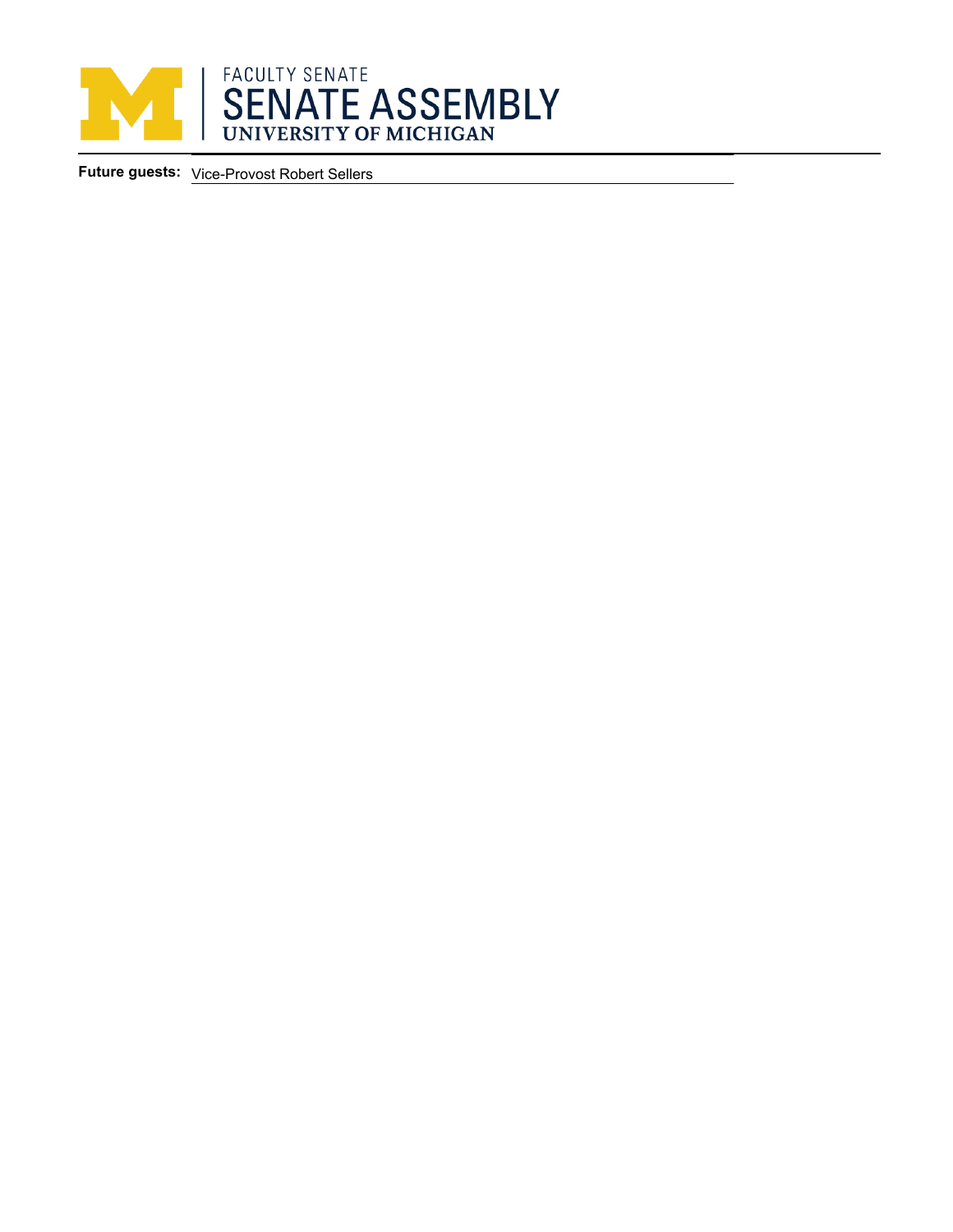**Future guests:** Vice-Provost Robert Sellers